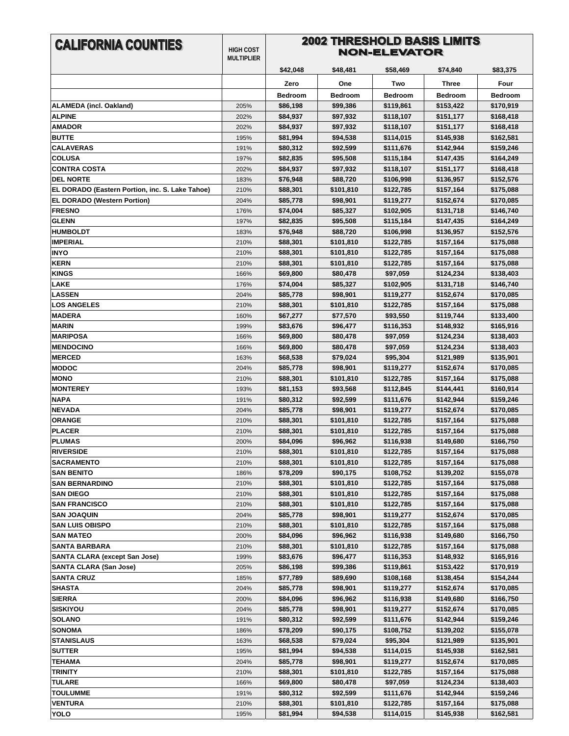| CALIFORNIA COUNTIES | HIGH COST MULTIPLIER | 2002 THRESHOLD BASIS LIMITS NON-ELEVATOR | | | | |
|---|---|---|---|---|---|---|
| | | $42,048 | $48,481 | $58,469 | $74,840 | $83,375 |
| | | Zero | One | Two | Three | Four |
| | | Bedroom | Bedroom | Bedroom | Bedroom | Bedroom |
| ALAMEDA (incl. Oakland) | 205% | $86,198 | $99,386 | $119,861 | $153,422 | $170,919 |
| ALPINE | 202% | $84,937 | $97,932 | $118,107 | $151,177 | $168,418 |
| AMADOR | 202% | $84,937 | $97,932 | $118,107 | $151,177 | $168,418 |
| BUTTE | 195% | $81,994 | $94,538 | $114,015 | $145,938 | $162,581 |
| CALAVERAS | 191% | $80,312 | $92,599 | $111,676 | $142,944 | $159,246 |
| COLUSA | 197% | $82,835 | $95,508 | $115,184 | $147,435 | $164,249 |
| CONTRA COSTA | 202% | $84,937 | $97,932 | $118,107 | $151,177 | $168,418 |
| DEL NORTE | 183% | $76,948 | $88,720 | $106,998 | $136,957 | $152,576 |
| EL DORADO (Eastern Portion, inc. S. Lake Tahoe) | 210% | $88,301 | $101,810 | $122,785 | $157,164 | $175,088 |
| EL DORADO (Western Portion) | 204% | $85,778 | $98,901 | $119,277 | $152,674 | $170,085 |
| FRESNO | 176% | $74,004 | $85,327 | $102,905 | $131,718 | $146,740 |
| GLENN | 197% | $82,835 | $95,508 | $115,184 | $147,435 | $164,249 |
| HUMBOLDT | 183% | $76,948 | $88,720 | $106,998 | $136,957 | $152,576 |
| IMPERIAL | 210% | $88,301 | $101,810 | $122,785 | $157,164 | $175,088 |
| INYO | 210% | $88,301 | $101,810 | $122,785 | $157,164 | $175,088 |
| KERN | 210% | $88,301 | $101,810 | $122,785 | $157,164 | $175,088 |
| KINGS | 166% | $69,800 | $80,478 | $97,059 | $124,234 | $138,403 |
| LAKE | 176% | $74,004 | $85,327 | $102,905 | $131,718 | $146,740 |
| LASSEN | 204% | $85,778 | $98,901 | $119,277 | $152,674 | $170,085 |
| LOS ANGELES | 210% | $88,301 | $101,810 | $122,785 | $157,164 | $175,088 |
| MADERA | 160% | $67,277 | $77,570 | $93,550 | $119,744 | $133,400 |
| MARIN | 199% | $83,676 | $96,477 | $116,353 | $148,932 | $165,916 |
| MARIPOSA | 166% | $69,800 | $80,478 | $97,059 | $124,234 | $138,403 |
| MENDOCINO | 166% | $69,800 | $80,478 | $97,059 | $124,234 | $138,403 |
| MERCED | 163% | $68,538 | $79,024 | $95,304 | $121,989 | $135,901 |
| MODOC | 204% | $85,778 | $98,901 | $119,277 | $152,674 | $170,085 |
| MONO | 210% | $88,301 | $101,810 | $122,785 | $157,164 | $175,088 |
| MONTEREY | 193% | $81,153 | $93,568 | $112,845 | $144,441 | $160,914 |
| NAPA | 191% | $80,312 | $92,599 | $111,676 | $142,944 | $159,246 |
| NEVADA | 204% | $85,778 | $98,901 | $119,277 | $152,674 | $170,085 |
| ORANGE | 210% | $88,301 | $101,810 | $122,785 | $157,164 | $175,088 |
| PLACER | 210% | $88,301 | $101,810 | $122,785 | $157,164 | $175,088 |
| PLUMAS | 200% | $84,096 | $96,962 | $116,938 | $149,680 | $166,750 |
| RIVERSIDE | 210% | $88,301 | $101,810 | $122,785 | $157,164 | $175,088 |
| SACRAMENTO | 210% | $88,301 | $101,810 | $122,785 | $157,164 | $175,088 |
| SAN BENITO | 186% | $78,209 | $90,175 | $108,752 | $139,202 | $155,078 |
| SAN BERNARDINO | 210% | $88,301 | $101,810 | $122,785 | $157,164 | $175,088 |
| SAN DIEGO | 210% | $88,301 | $101,810 | $122,785 | $157,164 | $175,088 |
| SAN FRANCISCO | 210% | $88,301 | $101,810 | $122,785 | $157,164 | $175,088 |
| SAN JOAQUIN | 204% | $85,778 | $98,901 | $119,277 | $152,674 | $170,085 |
| SAN LUIS OBISPO | 210% | $88,301 | $101,810 | $122,785 | $157,164 | $175,088 |
| SAN MATEO | 200% | $84,096 | $96,962 | $116,938 | $149,680 | $166,750 |
| SANTA BARBARA | 210% | $88,301 | $101,810 | $122,785 | $157,164 | $175,088 |
| SANTA CLARA (except San Jose) | 199% | $83,676 | $96,477 | $116,353 | $148,932 | $165,916 |
| SANTA CLARA (San Jose) | 205% | $86,198 | $99,386 | $119,861 | $153,422 | $170,919 |
| SANTA CRUZ | 185% | $77,789 | $89,690 | $108,168 | $138,454 | $154,244 |
| SHASTA | 204% | $85,778 | $98,901 | $119,277 | $152,674 | $170,085 |
| SIERRA | 200% | $84,096 | $96,962 | $116,938 | $149,680 | $166,750 |
| SISKIYOU | 204% | $85,778 | $98,901 | $119,277 | $152,674 | $170,085 |
| SOLANO | 191% | $80,312 | $92,599 | $111,676 | $142,944 | $159,246 |
| SONOMA | 186% | $78,209 | $90,175 | $108,752 | $139,202 | $155,078 |
| STANISLAUS | 163% | $68,538 | $79,024 | $95,304 | $121,989 | $135,901 |
| SUTTER | 195% | $81,994 | $94,538 | $114,015 | $145,938 | $162,581 |
| TEHAMA | 204% | $85,778 | $98,901 | $119,277 | $152,674 | $170,085 |
| TRINITY | 210% | $88,301 | $101,810 | $122,785 | $157,164 | $175,088 |
| TULARE | 166% | $69,800 | $80,478 | $97,059 | $124,234 | $138,403 |
| TOULUMME | 191% | $80,312 | $92,599 | $111,676 | $142,944 | $159,246 |
| VENTURA | 210% | $88,301 | $101,810 | $122,785 | $157,164 | $175,088 |
| YOLO | 195% | $81,994 | $94,538 | $114,015 | $145,938 | $162,581 |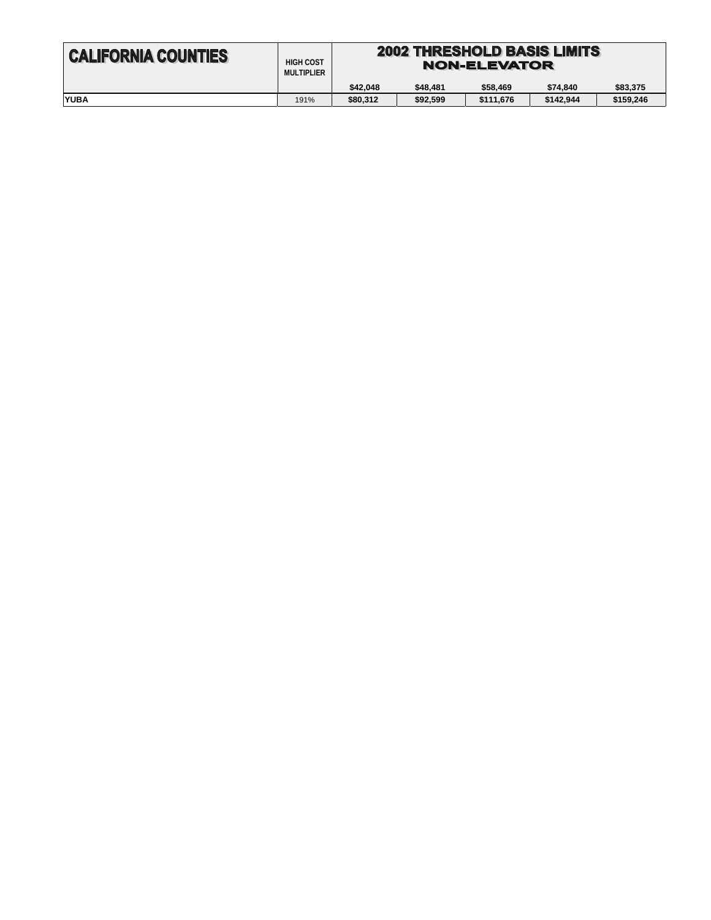| CALIFORNIA COUNTIES | HIGH COST MULTIPLIER | 2002 THRESHOLD BASIS LIMITS NON-ELEVATOR | | | | |
|---|---|---|---|---|---|---|
| | | $42,048 | $48,481 | $58,469 | $74,840 | $83,375 |
| YUBA | 191% | $80,312 | $92,599 | $111,676 | $142,944 | $159,246 |